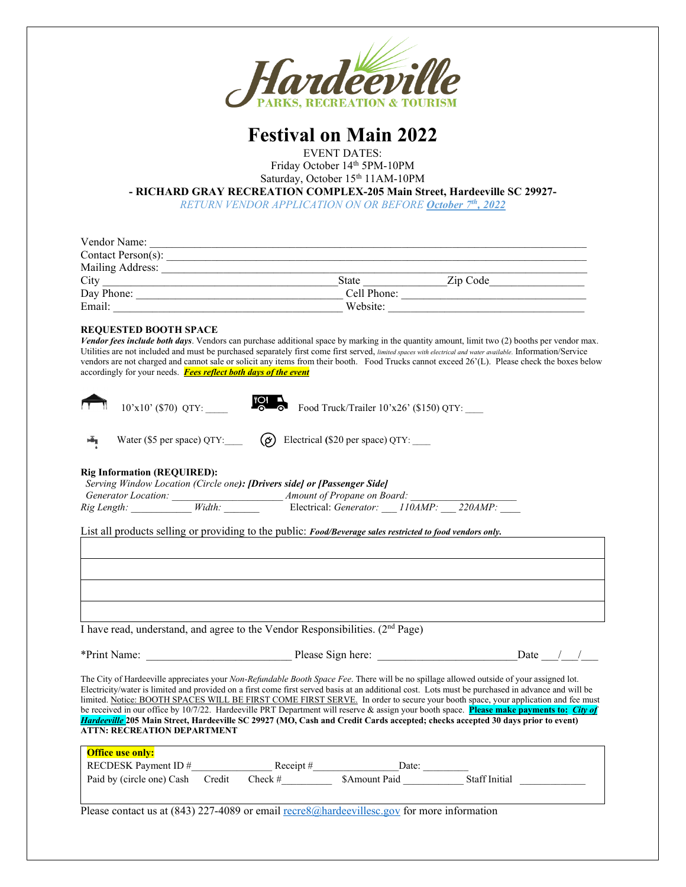Hardeeville
PARKS, RECREATION & TOURISM

# Festival on Main 2022

EVENT DATES:
Friday October 14th 5PM-10PM
Saturday, October 15th 11AM-10PM
**- RICHARD GRAY RECREATION COMPLEX-205 Main Street, Hardeeville SC 29927-**
*RETURN VENDOR APPLICATION ON OR BEFORE **October 7th, 2022***

Vendor Name: ____________________________________________
Contact Person(s): ____________________________________________
Mailing Address: ____________________________________________
City ______________________ State __________ Zip Code ____________
Day Phone: ______________________ Cell Phone: ______________________
Email: ______________________ Website: ______________________

### REQUESTED BOOTH SPACE

***Vendor fees include both days***. Vendors can purchase additional space by marking in the quantity amount, limit two (2) booths per vendor max. Utilities are not included and must be purchased separately first come first served, *limited spaces with electrical and water available.* Information/Service vendors are not charged and cannot sale or solicit any items from their booth. Food Trucks cannot exceed 26'(L). Please check the boxes below accordingly for your needs. ***Fees reflect both days of the event***

10'x10' ($70) QTY: ____ Food Truck/Trailer 10'x26' ($150) QTY: ____

Water ($5 per space) QTY: ____ Electrical **(**$20 per space) QTY: ____

**Rig Information (REQUIRED):**
*Serving Window Location (Circle one)**: [Drivers side] or [Passenger Side]***
*Generator Location:* ______________ *Amount of Propane on Board:* ______________
*Rig Length:* __________ *Width:* ______ Electrical: *Generator:* ___ *110AMP:* ___ *220AMP:* ___

List all products selling or providing to the public: ***Food/Beverage sales restricted to food vendors only.***

| |
|---|
| |
| |
| |
| |

I have read, understand, and agree to the Vendor Responsibilities. (2nd Page)

*Print Name: ______________________ Please Sign here: ______________________ Date ___/___/___

The City of Hardeeville appreciates your *Non-Refundable Booth Space Fee*. There will be no spillage allowed outside of your assigned lot. Electricity/water is limited and provided on a first come first served basis at an additional cost. Lots must be purchased in advance and will be limited. Notice: BOOTH SPACES WILL BE FIRST COME FIRST SERVE. In order to secure your booth space, your application and fee must be received in our office by 10/7/22. Hardeeville PRT Department will reserve & assign your booth space. **Please make payments to: *City of Hardeeville* 205 Main Street, Hardeeville SC 29927 (MO, Cash and Credit Cards accepted; checks accepted 30 days prior to event) ATTN: RECREATION DEPARTMENT**

**Office use only:**
RECDESK Payment ID # ______________ Receipt # ______________ Date: __________
Paid by (circle one) Cash Credit Check # __________ $Amount Paid __________ Staff Initial __________

Please contact us at (843) 227-4089 or email recre8@hardeevillesc.gov for more information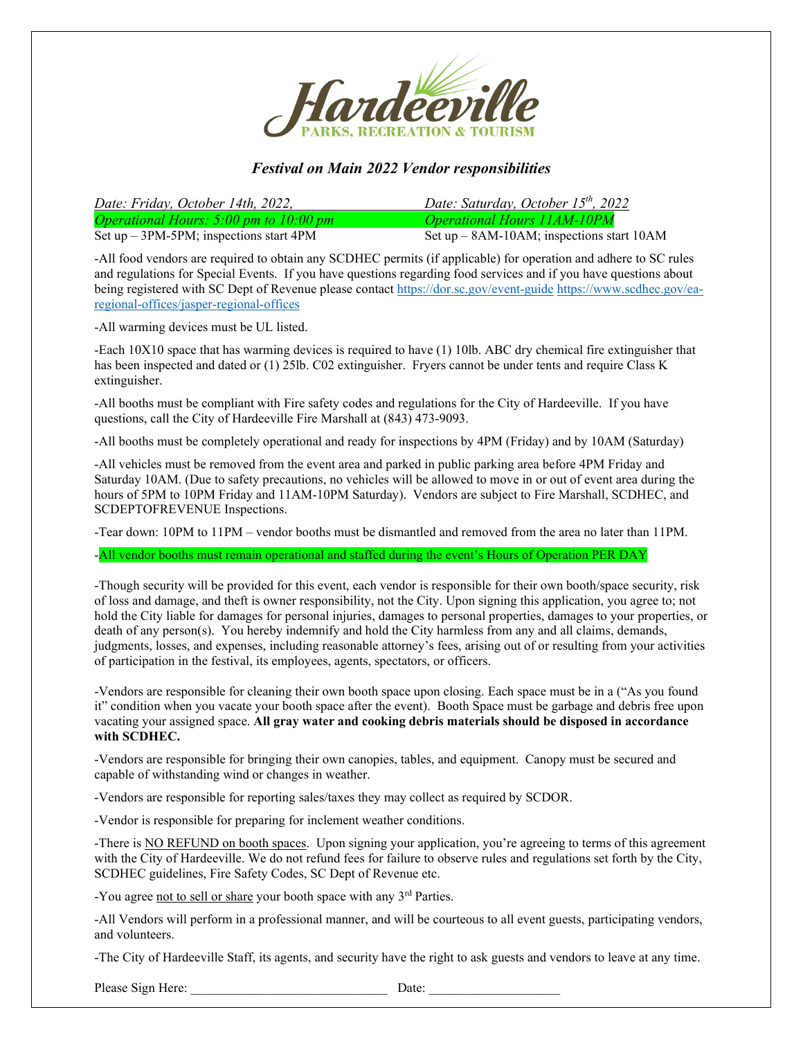Hardeeville
PARKS, RECREATION & TOURISM

## *Festival on Main 2022 Vendor responsibilities*

| *Date: Friday, October 14th, 2022,* | *Date: Saturday, October 15th, 2022* |
|---|---|
| *Operational Hours: 5:00 pm to 10:00 pm* | *Operational Hours 11AM-10PM* |
| Set up – 3PM-5PM; inspections start 4PM | Set up – 8AM-10AM; inspections start 10AM |

-All food vendors are required to obtain any SCDHEC permits (if applicable) for operation and adhere to SC rules and regulations for Special Events. If you have questions regarding food services and if you have questions about being registered with SC Dept of Revenue please contact https://dor.sc.gov/event-guide https://www.scdhec.gov/ea-regional-offices/jasper-regional-offices

-All warming devices must be UL listed.

-Each 10X10 space that has warming devices is required to have (1) 10lb. ABC dry chemical fire extinguisher that has been inspected and dated or (1) 25lb. C02 extinguisher. Fryers cannot be under tents and require Class K extinguisher.

-All booths must be compliant with Fire safety codes and regulations for the City of Hardeeville. If you have questions, call the City of Hardeeville Fire Marshall at (843) 473-9093.

-All booths must be completely operational and ready for inspections by 4PM (Friday) and by 10AM (Saturday)

-All vehicles must be removed from the event area and parked in public parking area before 4PM Friday and Saturday 10AM. (Due to safety precautions, no vehicles will be allowed to move in or out of event area during the hours of 5PM to 10PM Friday and 11AM-10PM Saturday). Vendors are subject to Fire Marshall, SCDHEC, and SCDEPTOFREVENUE Inspections.

-Tear down: 10PM to 11PM – vendor booths must be dismantled and removed from the area no later than 11PM.

-All vendor booths must remain operational and staffed during the event's Hours of Operation PER DAY

-Though security will be provided for this event, each vendor is responsible for their own booth/space security, risk of loss and damage, and theft is owner responsibility, not the City. Upon signing this application, you agree to; not hold the City liable for damages for personal injuries, damages to personal properties, damages to your properties, or death of any person(s). You hereby indemnify and hold the City harmless from any and all claims, demands, judgments, losses, and expenses, including reasonable attorney's fees, arising out of or resulting from your activities of participation in the festival, its employees, agents, spectators, or officers.

-Vendors are responsible for cleaning their own booth space upon closing. Each space must be in a ("As you found it" condition when you vacate your booth space after the event). Booth Space must be garbage and debris free upon vacating your assigned space. **All gray water and cooking debris materials should be disposed in accordance with SCDHEC.**

-Vendors are responsible for bringing their own canopies, tables, and equipment. Canopy must be secured and capable of withstanding wind or changes in weather.

-Vendors are responsible for reporting sales/taxes they may collect as required by SCDOR.

-Vendor is responsible for preparing for inclement weather conditions.

-There is NO REFUND on booth spaces. Upon signing your application, you're agreeing to terms of this agreement with the City of Hardeeville. We do not refund fees for failure to observe rules and regulations set forth by the City, SCDHEC guidelines, Fire Safety Codes, SC Dept of Revenue etc.

-You agree not to sell or share your booth space with any 3rd Parties.

-All Vendors will perform in a professional manner, and will be courteous to all event guests, participating vendors, and volunteers.

-The City of Hardeeville Staff, its agents, and security have the right to ask guests and vendors to leave at any time.

Please Sign Here: ______________________________ Date: ____________________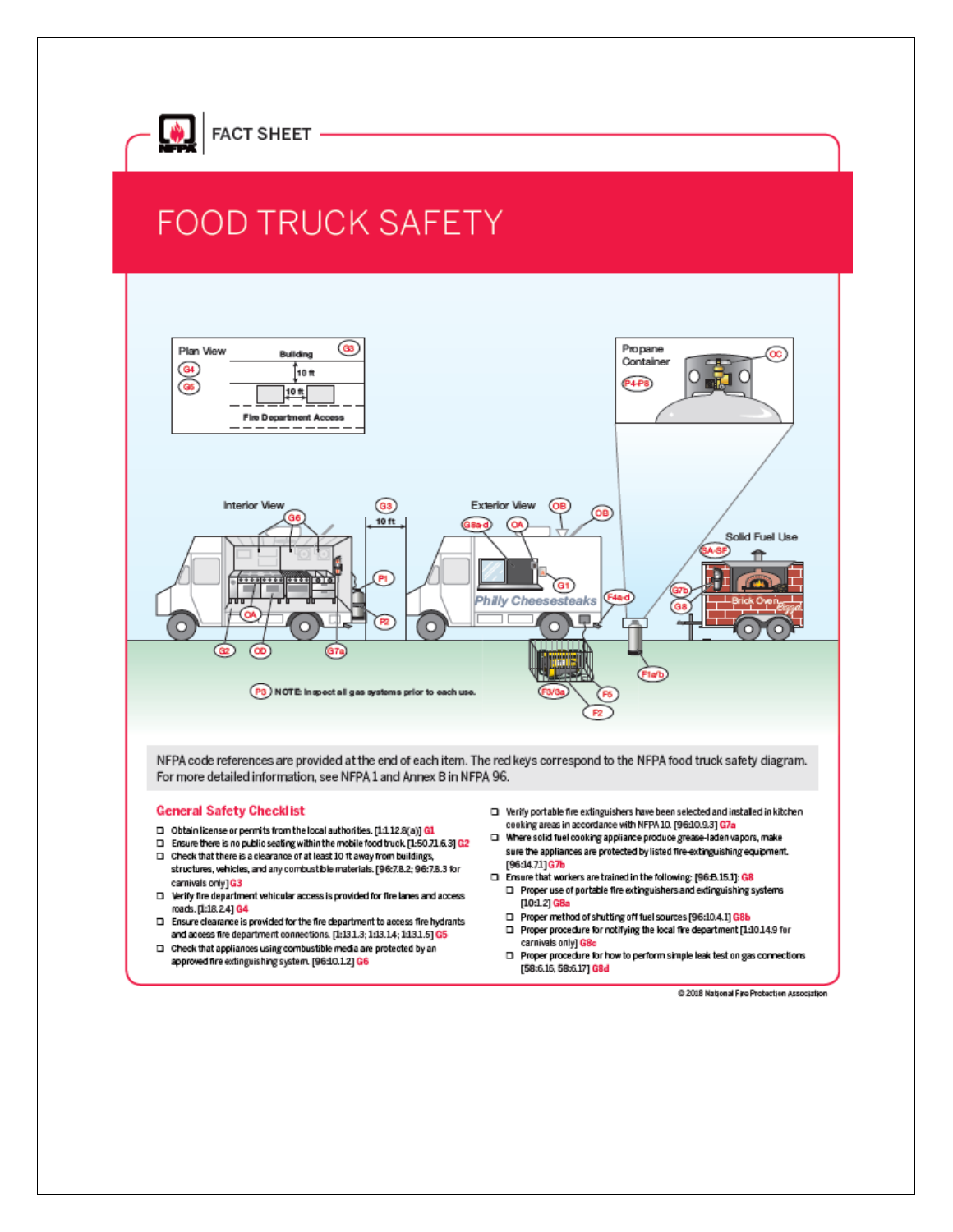FACT SHEET

# FOOD TRUCK SAFETY

Plan View

Building

10 ft

10 ft

Fire Department Access

G3 G4 G5

Propane Container

OC P4-P8

Interior View G6 G3 10 ft P1 P2 OA G2 OD G7a

Exterior View OB OB G8a-d OA G1 F4a-d

Philly Cheesesteaks

Solid Fuel Use SA-SF G7b G8

Brick Oven Pizza

F1a/b F3/3a F5 F2

P3 NOTE: Inspect all gas systems prior to each use.

NFPA code references are provided at the end of each item. The red keys correspond to the NFPA food truck safety diagram. For more detailed information, see NFPA 1 and Annex B in NFPA 96.

## General Safety Checklist

- ❑ Obtain license or permits from the local authorities. [1:1.12.8(a)] G1
- ❑ Ensure there is no public seating within the mobile food truck. [1:50.7.1.6.3] G2
- ❑ Check that there is a clearance of at least 10 ft away from buildings, structures, vehicles, and any combustible materials. [96:7.8.2; 96:7.8.3 for carnivals only] G3
- ❑ Verify fire department vehicular access is provided for fire lanes and access roads. [1:18.2.4] G4
- ❑ Ensure clearance is provided for the fire department to access fire hydrants and access fire department connections. [1:13.1.3; 1:13.1.4; 1:13.1.5] G5
- ❑ Check that appliances using combustible media are protected by an approved fire extinguishing system. [96:10.1.2] G6
- ❑ Verify portable fire extinguishers have been selected and installed in kitchen cooking areas in accordance with NFPA 10. [96:10.9.3] G7a
- ❑ Where solid fuel cooking appliance produce grease-laden vapors, make sure the appliances are protected by listed fire-extinguishing equipment. [96:14.7.1] G7b
- ❑ Ensure that workers are trained in the following: [96:B.15.1]: G8
  - ❑ Proper use of portable fire extinguishers and extinguishing systems [10:1.2] G8a
  - ❑ Proper method of shutting off fuel sources [96:10.4.1] G8b
  - ❑ Proper procedure for notifying the local fire department [1:10.14.9 for carnivals only] G8c
  - ❑ Proper procedure for how to perform simple leak test on gas connections [58:6.16, 58:6.17] G8d

© 2018 National Fire Protection Association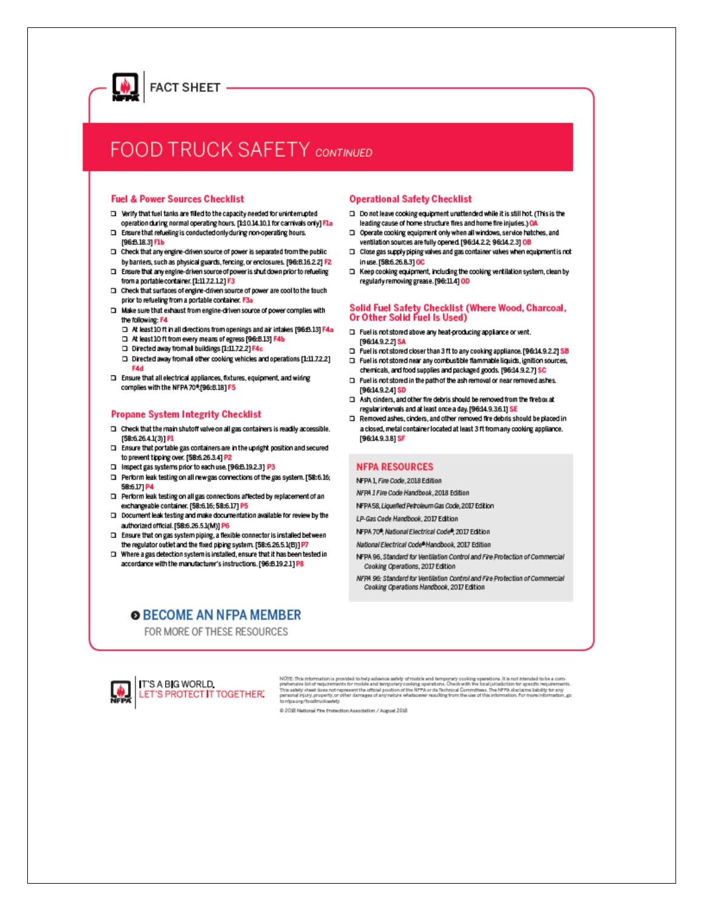FACT SHEET

# FOOD TRUCK SAFETY *CONTINUED*

## Fuel & Power Sources Checklist

- ❑ Verify that fuel tanks are filled to the capacity needed for uninterrupted operation during normal operating hours. [1:10.14.10.1 for carnivals only] F1a
- ❑ Ensure that refueling is conducted only during non-operating hours. [96:B.18.3] F1b
- ❑ Check that any engine-driven source of power is separated from the public by barriers, such as physical guards, fencing, or enclosures. [96:B.16.2.2] F2
- ❑ Ensure that any engine-driven source of power is shut down prior to refueling from a portable container. [1:11.7.2.1.2] F3
- ❑ Check that surfaces of engine-driven source of power are cool to the touch prior to refueling from a portable container. F3a
- ❑ Make sure that exhaust from engine-driven source of power complies with the following: F4
  - ❑ At least 10 ft in all directions from openings and air intakes [96:B.13] F4a
  - ❑ At least 10 ft from every means of egress [96:B.13] F4b
  - ❑ Directed away from all buildings [1:11.7.2.2] F4c
  - ❑ Directed away from all other cooking vehicles and operations [1:11.7.2.2] F4d
- ❑ Ensure that all electrical appliances, fixtures, equipment, and wiring complies with the NFPA 70®.[96:B.18] F5

## Propane System Integrity Checklist

- ❑ Check that the main shutoff valve on all gas containers is readily accessible. [58:6.26.4.1(3)] P1
- ❑ Ensure that portable gas containers are in the upright position and secured to prevent tipping over. [58:6.26.3.4] P2
- ❑ Inspect gas systems prior to each use. [96:B.19.2.3] P3
- ❑ Perform leak testing on all new gas connections of the gas system. [58:6.16; 58:6.17] P4
- ❑ Perform leak testing on all gas connections affected by replacement of an exchangeable container. [58:6.16; 58:6.17] P5
- ❑ Document leak testing and make documentation available for review by the authorized official. [58:6.26.5.1(M)] P6
- ❑ Ensure that on gas system piping, a flexible connector is installed between the regulator outlet and the fixed piping system. [58:6.26.5.1(B)] P7
- ❑ Where a gas detection system is installed, ensure that it has been tested in accordance with the manufacturer's instructions. [96:B.19.2.1] P8

## Operational Safety Checklist

- ❑ Do not leave cooking equipment unattended while it is still hot. (This is the leading cause of home structure fires and home fire injuries.) OA
- ❑ Operate cooking equipment only when all windows, service hatches, and ventilation sources are fully opened. [96:14.2.2; 96:14.2.3] OB
- ❑ Close gas supply piping valves and gas container valves when equipment is not in use. [58:6.26.8.3] OC
- ❑ Keep cooking equipment, including the cooking ventilation system, clean by regularly removing grease. [96:11.4] OD

## Solid Fuel Safety Checklist (Where Wood, Charcoal, Or Other Solid Fuel Is Used)

- ❑ Fuel is not stored above any heat-producing appliance or vent. [96:14.9.2.2] SA
- ❑ Fuel is not stored closer than 3 ft to any cooking appliance. [96:14.9.2.2] SB
- ❑ Fuel is not stored near any combustible flammable liquids, ignition sources, chemicals, and food supplies and packaged goods. [96:14.9.2.7] SC
- ❑ Fuel is not stored in the path of the ash removal or near removed ashes. [96:14.9.2.4] SD
- ❑ Ash, cinders, and other fire debris should be removed from the firebox at regular intervals and at least once a day. [96:14.9.3.6.1] SE
- ❑ Removed ashes, cinders, and other removed fire debris should be placed in a closed, metal container located at least 3 ft from any cooking appliance. [96:14.9.3.8] SF

## NFPA RESOURCES

NFPA 1, *Fire Code*, 2018 Edition

*NFPA 1 Fire Code Handbook*, 2018 Edition

NFPA 58, *Liquefied Petroleum Gas Code*, 2017 Edition

*LP-Gas Code Handbook*, 2017 Edition

NFPA 70®, *National Electrical Code®*, 2017 Edition

*National Electrical Code® Handbook*, 2017 Edition

NFPA 96, *Standard for Ventilation Control and Fire Protection of Commercial Cooking Operations*, 2017 Edition

*NFPA 96: Standard for Ventilation Control and Fire Protection of Commercial Cooking Operations Handbook*, 2017 Edition

**BECOME AN NFPA MEMBER**

FOR MORE OF THESE RESOURCES

IT'S A BIG WORLD.
LET'S PROTECT IT TOGETHER.

NOTE: This information is provided to help advance safety of mobile and temporary cooking operations. It is not intended to be a comprehensive list of requirements for mobile and temporary cooking operations. Check with the local jurisdiction for specific requirements. This safety sheet does not represent the official position of the NFPA or its Technical Committees. The NFPA disclaims liability for any personal injury, property, or other damages of any nature whatsoever resulting from the use of this information. For more information, go to nfpa.org/foodtrucksafety.

© 2018 National Fire Protection Association / August 2018